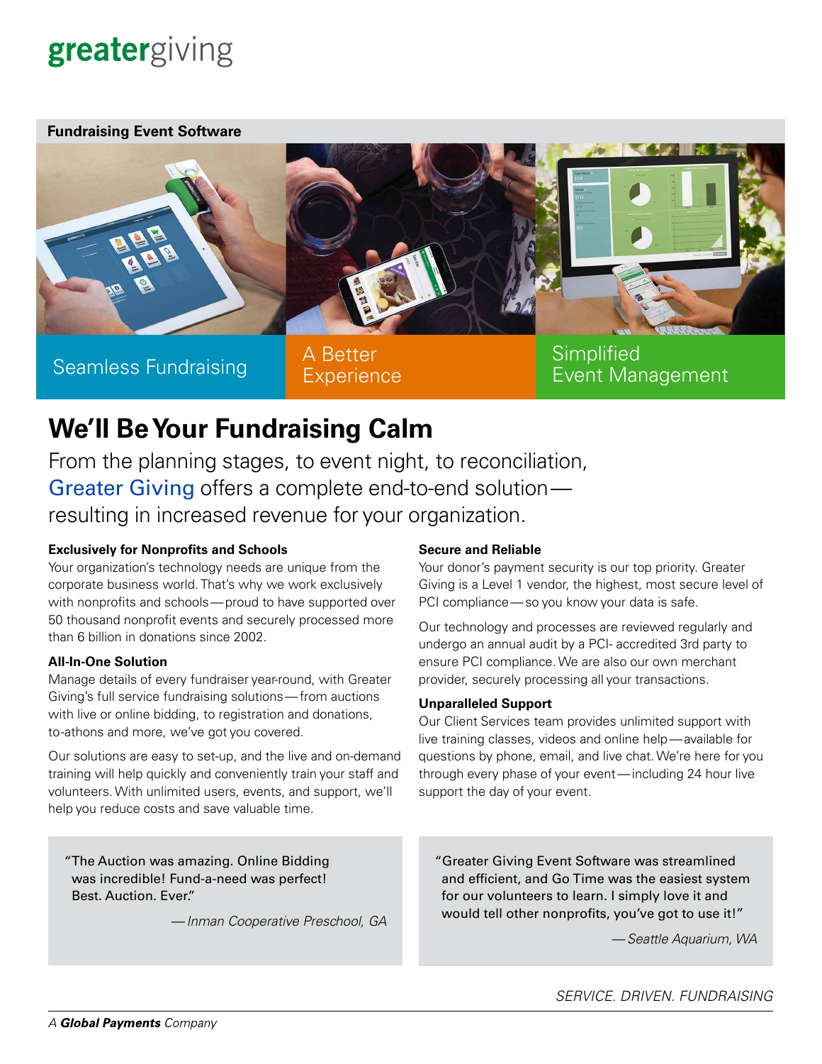greatergiving

**Fundraising Event Software**

Seamless Fundraising

A Better Experience

Simplified Event Management

# We'll Be Your Fundraising Calm

From the planning stages, to event night, to reconciliation, Greater Giving offers a complete end-to-end solution—resulting in increased revenue for your organization.

**Exclusively for Nonprofits and Schools**
Your organization's technology needs are unique from the corporate business world. That's why we work exclusively with nonprofits and schools—proud to have supported over 50 thousand nonprofit events and securely processed more than 6 billion in donations since 2002.

**All-In-One Solution**
Manage details of every fundraiser year-round, with Greater Giving's full service fundraising solutions—from auctions with live or online bidding, to registration and donations, to-athons and more, we've got you covered.

Our solutions are easy to set-up, and the live and on-demand training will help quickly and conveniently train your staff and volunteers. With unlimited users, events, and support, we'll help you reduce costs and save valuable time.

**Secure and Reliable**
Your donor's payment security is our top priority. Greater Giving is a Level 1 vendor, the highest, most secure level of PCI compliance—so you know your data is safe.

Our technology and processes are reviewed regularly and undergo an annual audit by a PCI- accredited 3rd party to ensure PCI compliance. We are also our own merchant provider, securely processing all your transactions.

**Unparalleled Support**
Our Client Services team provides unlimited support with live training classes, videos and online help—available for questions by phone, email, and live chat. We're here for you through every phase of your event—including 24 hour live support the day of your event.

> "The Auction was amazing. Online Bidding was incredible! Fund-a-need was perfect! Best. Auction. Ever."
>
> —*Inman Cooperative Preschool, GA*

> "Greater Giving Event Software was streamlined and efficient, and Go Time was the easiest system for our volunteers to learn. I simply love it and would tell other nonprofits, you've got to use it!"
>
> —*Seattle Aquarium, WA*

*SERVICE. DRIVEN. FUNDRAISING*

*A **Global Payments** Company*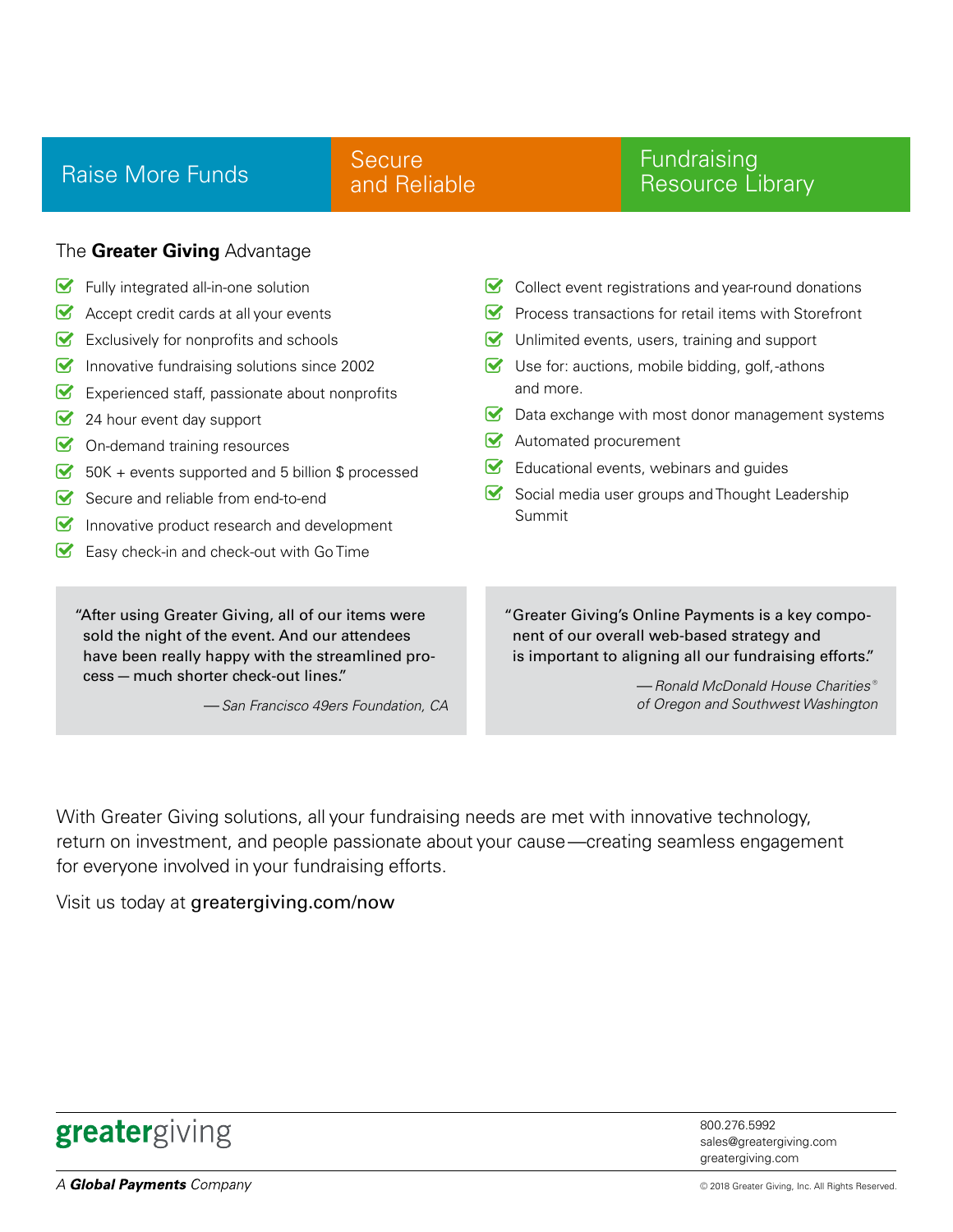| Raise More Funds | Secure and Reliable | Fundraising Resource Library |
|---|---|---|

## The **Greater Giving** Advantage

- Fully integrated all-in-one solution
- Accept credit cards at all your events
- Exclusively for nonprofits and schools
- Innovative fundraising solutions since 2002
- Experienced staff, passionate about nonprofits
- 24 hour event day support
- On-demand training resources
- 50K + events supported and 5 billion $ processed
- Secure and reliable from end-to-end
- Innovative product research and development
- Easy check-in and check-out with Go Time
- Collect event registrations and year-round donations
- Process transactions for retail items with Storefront
- Unlimited events, users, training and support
- Use for: auctions, mobile bidding, golf,-athons and more.
- Data exchange with most donor management systems
- Automated procurement
- Educational events, webinars and guides
- Social media user groups and Thought Leadership Summit

> "After using Greater Giving, all of our items were sold the night of the event. And our attendees have been really happy with the streamlined process — much shorter check-out lines."
>
> *— San Francisco 49ers Foundation, CA*

> "Greater Giving's Online Payments is a key component of our overall web-based strategy and is important to aligning all our fundraising efforts."
>
> *— Ronald McDonald House Charities® of Oregon and Southwest Washington*

With Greater Giving solutions, all your fundraising needs are met with innovative technology, return on investment, and people passionate about your cause—creating seamless engagement for everyone involved in your fundraising efforts.

Visit us today at greatergiving.com/now

**greater**giving

A ***Global Payments*** Company

800.276.5992
sales@greatergiving.com
greatergiving.com

© 2018 Greater Giving, Inc. All Rights Reserved.